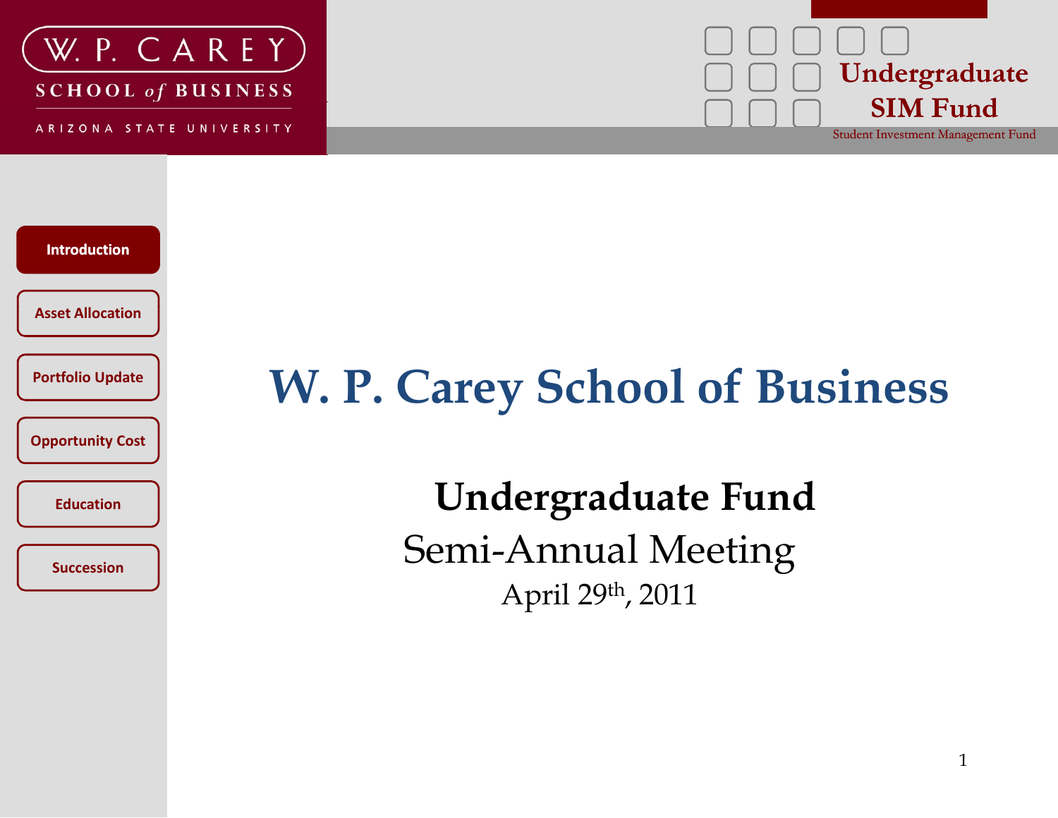W. P. CAREY
SCHOOL of BUSINESS
ARIZONA STATE UNIVERSITY

Undergraduate
SIM Fund
Student Investment Management Fund

- Introduction
- Asset Allocation
- Portfolio Update
- Opportunity Cost
- Education
- Succession

# W. P. Carey School of Business

## Undergraduate Fund

Semi-Annual Meeting

April 29th, 2011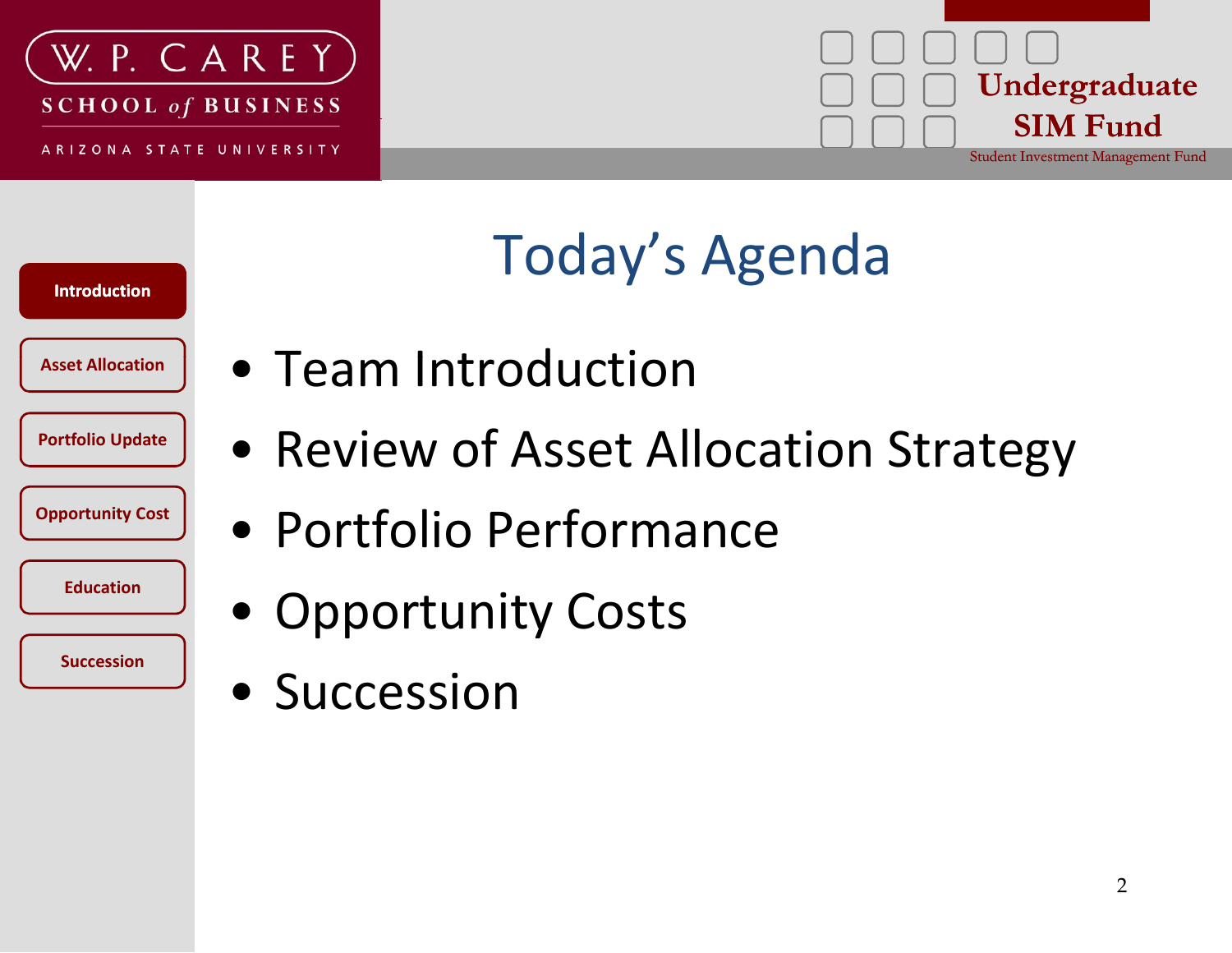# Today's Agenda

- Team Introduction
- Review of Asset Allocation Strategy
- Portfolio Performance
- Opportunity Costs
- Succession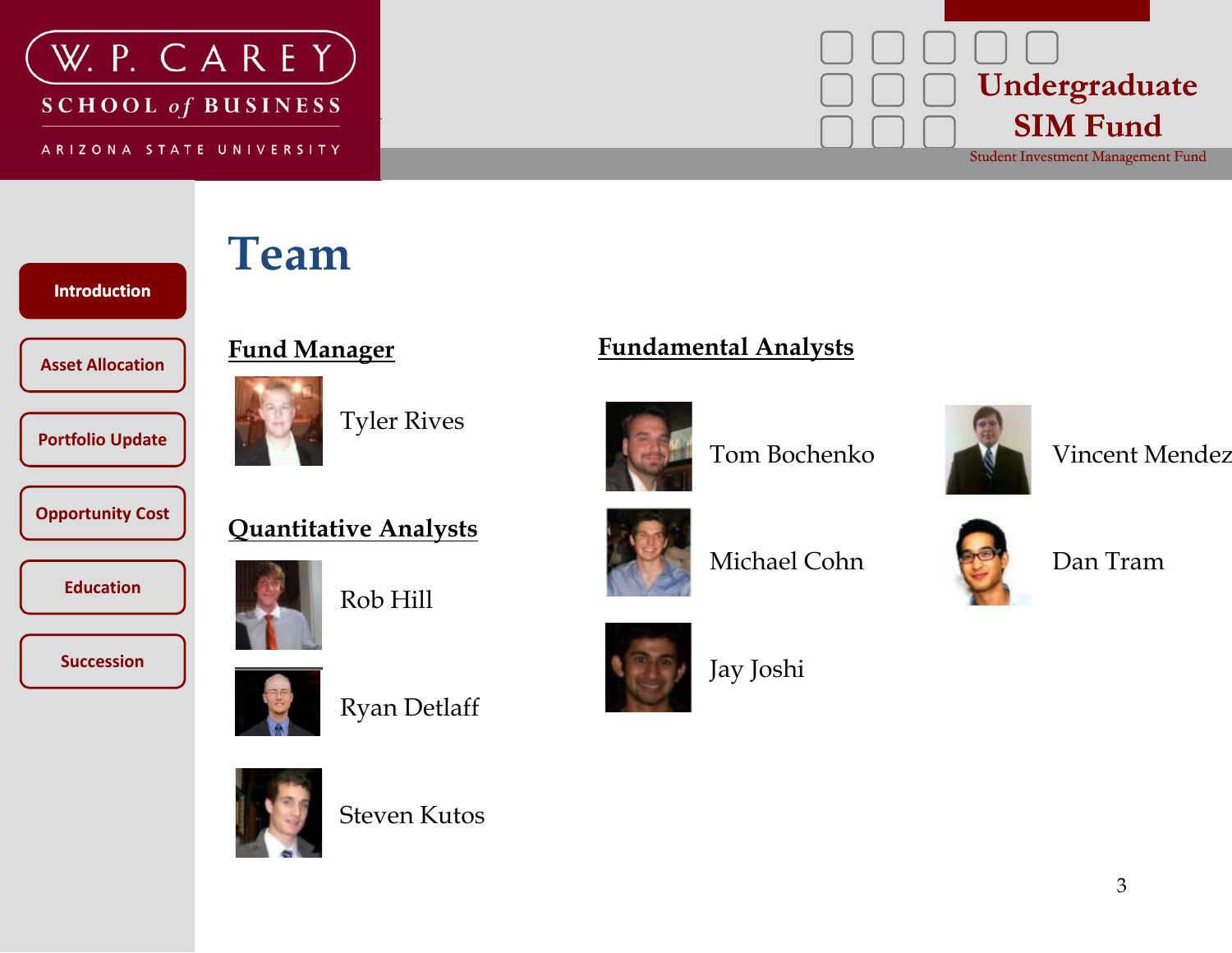# Team

## Fund Manager

Tyler Rives

## Quantitative Analysts

Rob Hill

Ryan Detlaff

Steven Kutos

## Fundamental Analysts

Tom Bochenko

Vincent Mendez

Michael Cohn

Dan Tram

Jay Joshi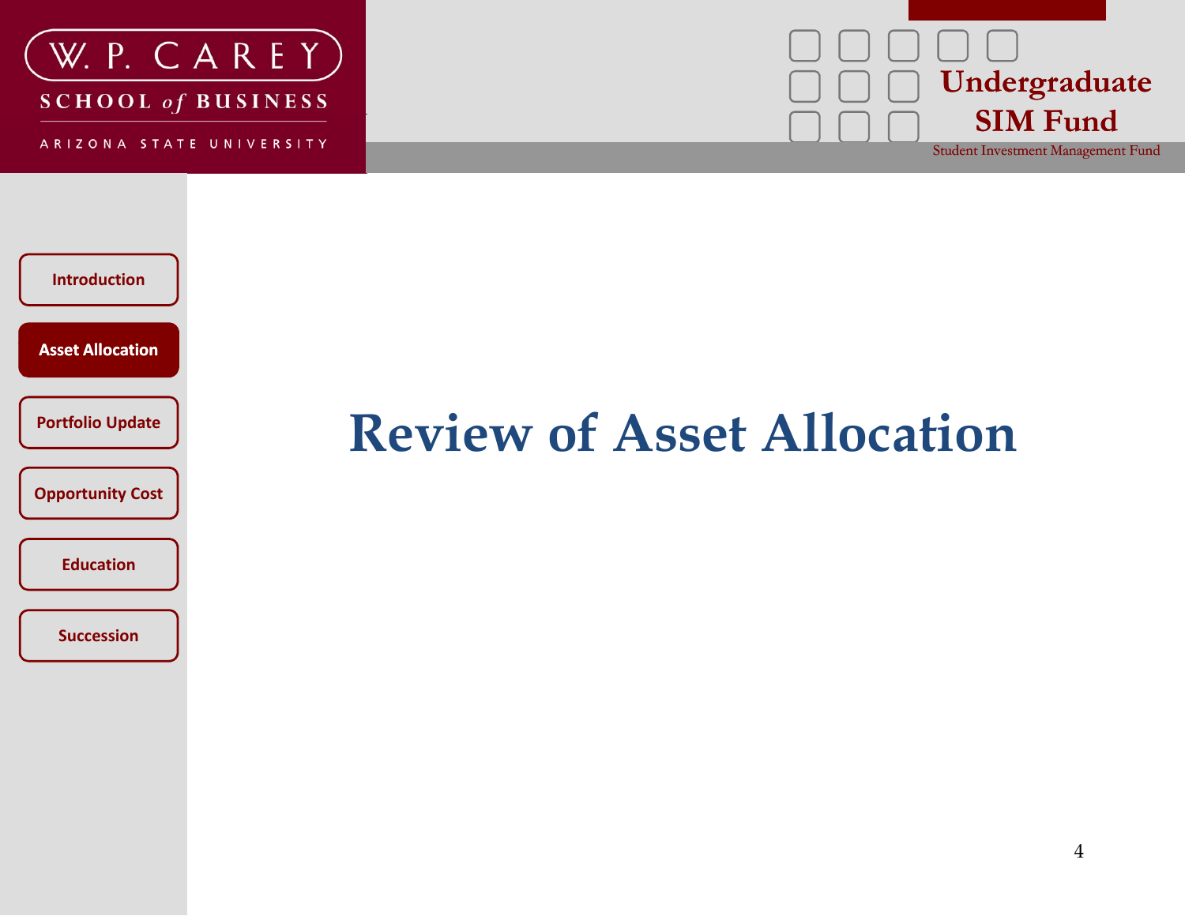W. P. CAREY
SCHOOL of BUSINESS
ARIZONA STATE UNIVERSITY

Undergraduate SIM Fund
Student Investment Management Fund

- Introduction
- **Asset Allocation**
- Portfolio Update
- Opportunity Cost
- Education
- Succession

# Review of Asset Allocation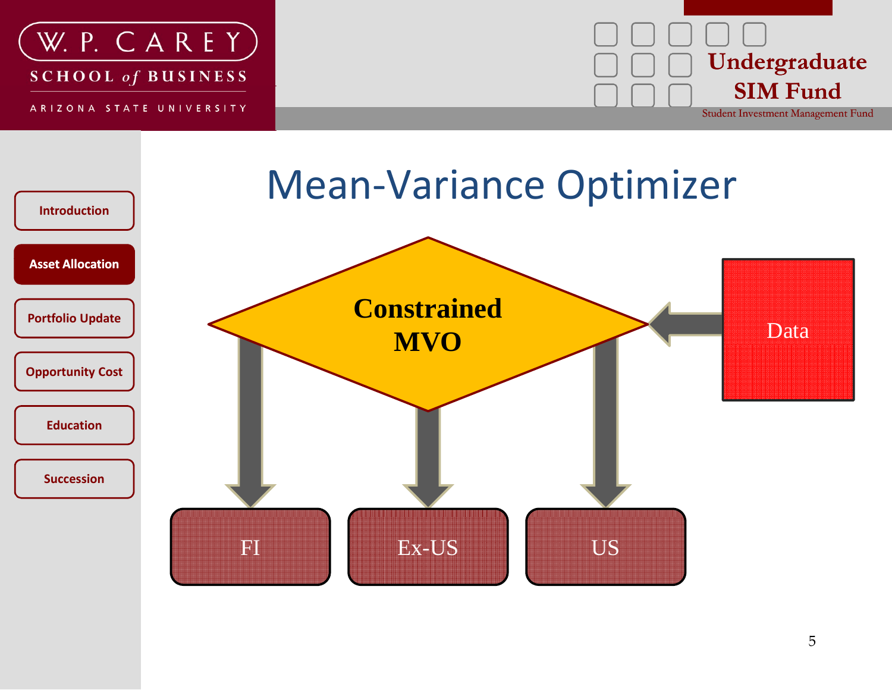# Mean-Variance Optimizer

- Introduction
- **Asset Allocation**
- Portfolio Update
- Opportunity Cost
- Education
- Succession

**Constrained MVO**

Data

FI

Ex-US

US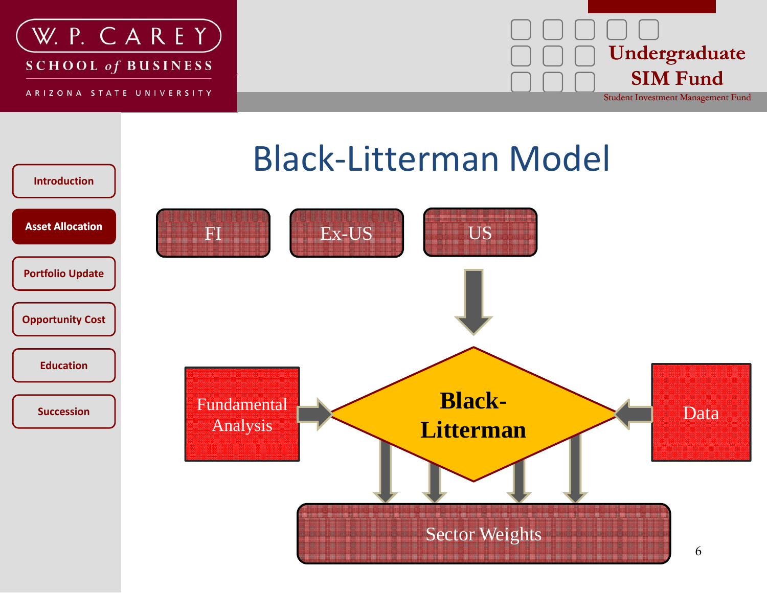# Black-Litterman Model

- Introduction
- **Asset Allocation**
- Portfolio Update
- Opportunity Cost
- Education
- Succession

FI

Ex-US

US

Fundamental Analysis

**Black-Litterman**

Data

Sector Weights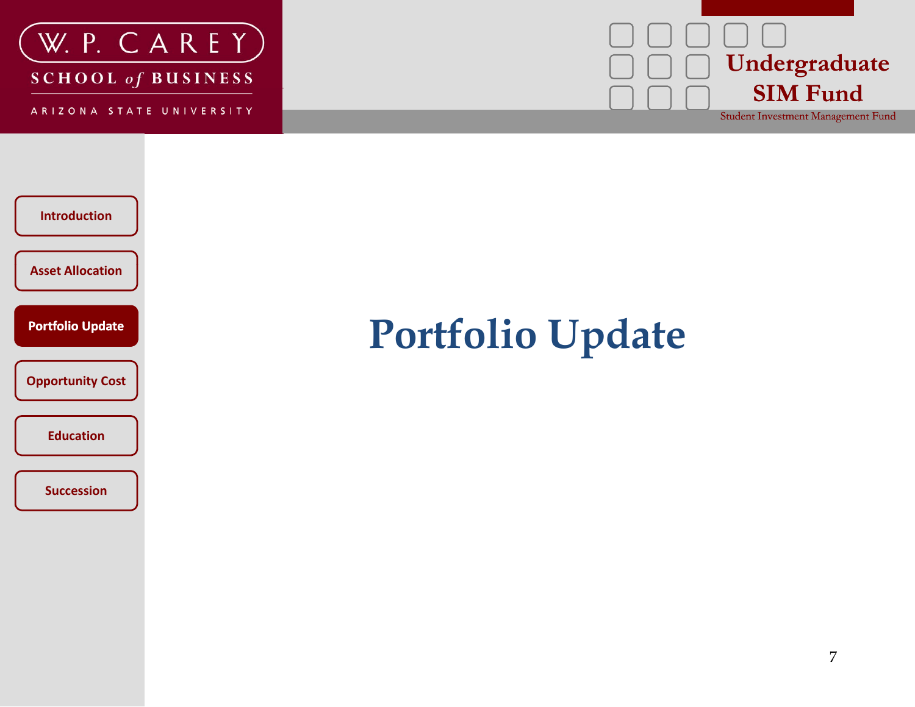W. P. CAREY SCHOOL of BUSINESS

ARIZONA STATE UNIVERSITY

Undergraduate SIM Fund

Student Investment Management Fund

- Introduction
- Asset Allocation
- **Portfolio Update**
- Opportunity Cost
- Education
- Succession

# Portfolio Update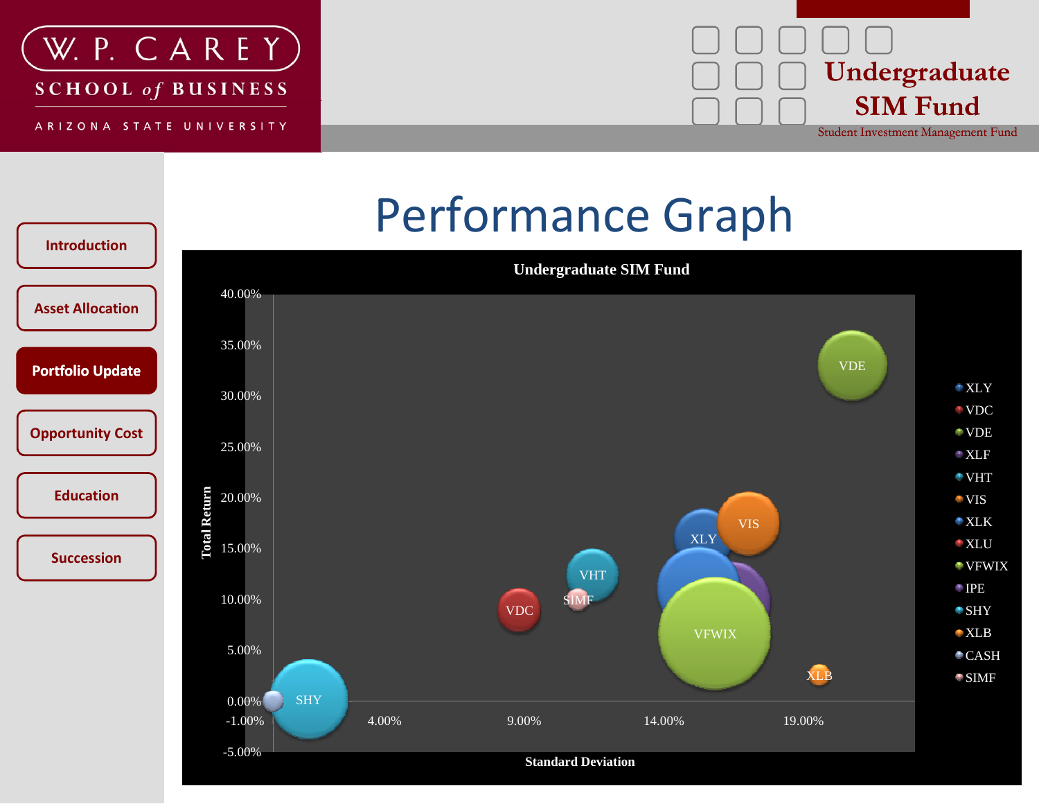W. P. CAREY SCHOOL *of* BUSINESS
ARIZONA STATE UNIVERSITY

Undergraduate SIM Fund
Student Investment Management Fund

- Introduction
- Asset Allocation
- **Portfolio Update**
- Opportunity Cost
- Education
- Succession

# Performance Graph

**Undergraduate SIM Fund**

Total Return: 40.00%, 35.00%, 30.00%, 25.00%, 20.00%, 15.00%, 10.00%, 5.00%, 0.00%, -5.00%

Standard Deviation: -1.00%, 4.00%, 9.00%, 14.00%, 19.00%

Legend: XLY, VDC, VDE, XLF, VHT, VIS, XLK, XLU, VFWIX, IPE, SHY, XLB, CASH, SIMF

Labels: VDE, VIS, XLY, VHT, SIMF, VDC, VFWIX, XLB, SHY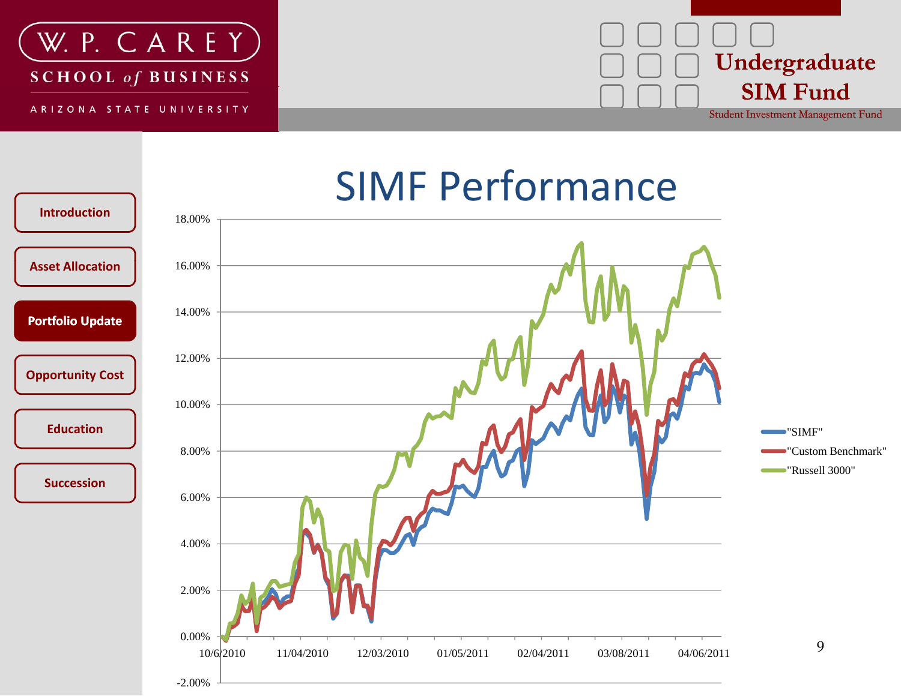W. P. CAREY SCHOOL of BUSINESS
ARIZONA STATE UNIVERSITY

**Undergraduate SIM Fund**
Student Investment Management Fund

- Introduction
- Asset Allocation
- **Portfolio Update**
- Opportunity Cost
- Education
- Succession

# SIMF Performance

18.00%
16.00%
14.00%
12.00%
10.00%
8.00%
6.00%
4.00%
2.00%
0.00%
-2.00%

10/6/2010 11/04/2010 12/03/2010 01/05/2011 02/04/2011 03/08/2011 04/06/2011

"SIMF"
"Custom Benchmark"
"Russell 3000"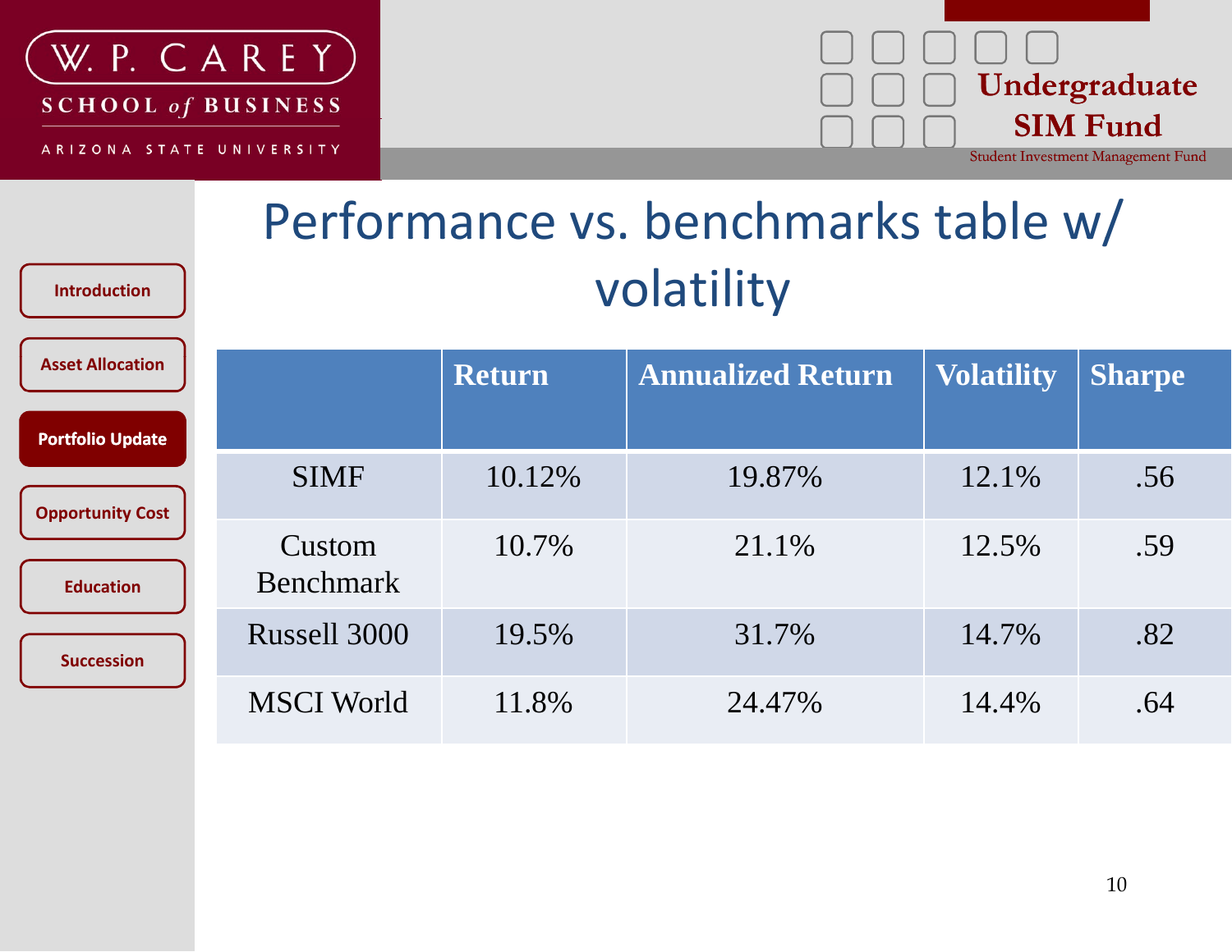# Performance vs. benchmarks table w/ volatility

| | Return | Annualized Return | Volatility | Sharpe |
|---|---|---|---|---|
| SIMF | 10.12% | 19.87% | 12.1% | .56 |
| Custom Benchmark | 10.7% | 21.1% | 12.5% | .59 |
| Russell 3000 | 19.5% | 31.7% | 14.7% | .82 |
| MSCI World | 11.8% | 24.47% | 14.4% | .64 |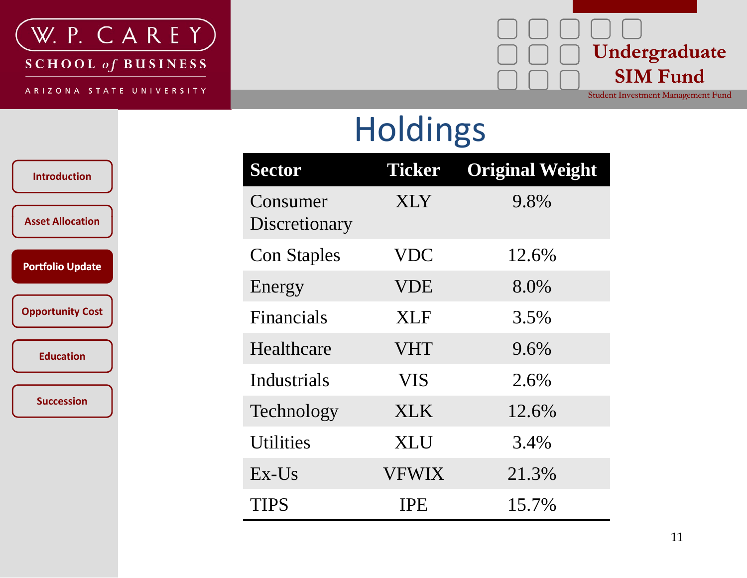# Holdings

| Sector | Ticker | Original Weight |
|---|---|---|
| Consumer Discretionary | XLY | 9.8% |
| Con Staples | VDC | 12.6% |
| Energy | VDE | 8.0% |
| Financials | XLF | 3.5% |
| Healthcare | VHT | 9.6% |
| Industrials | VIS | 2.6% |
| Technology | XLK | 12.6% |
| Utilities | XLU | 3.4% |
| Ex-Us | VFWIX | 21.3% |
| TIPS | IPE | 15.7% |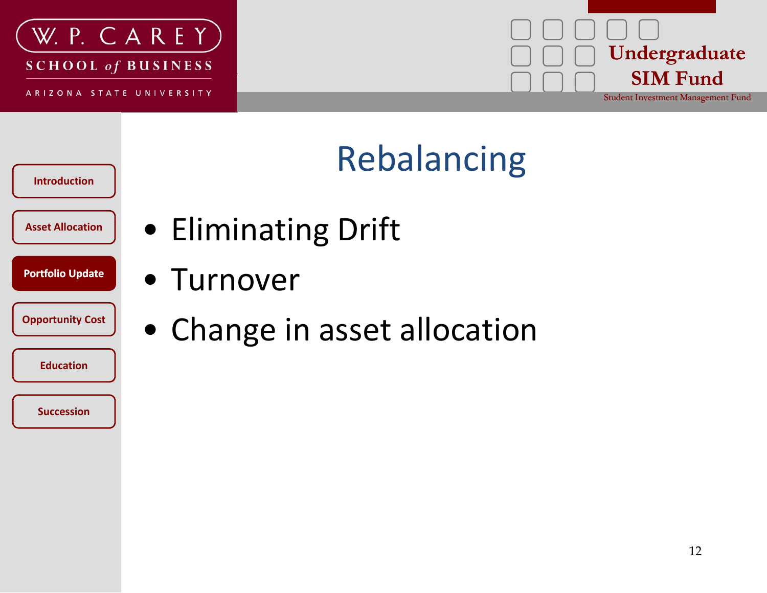# Rebalancing

- Eliminating Drift
- Turnover
- Change in asset allocation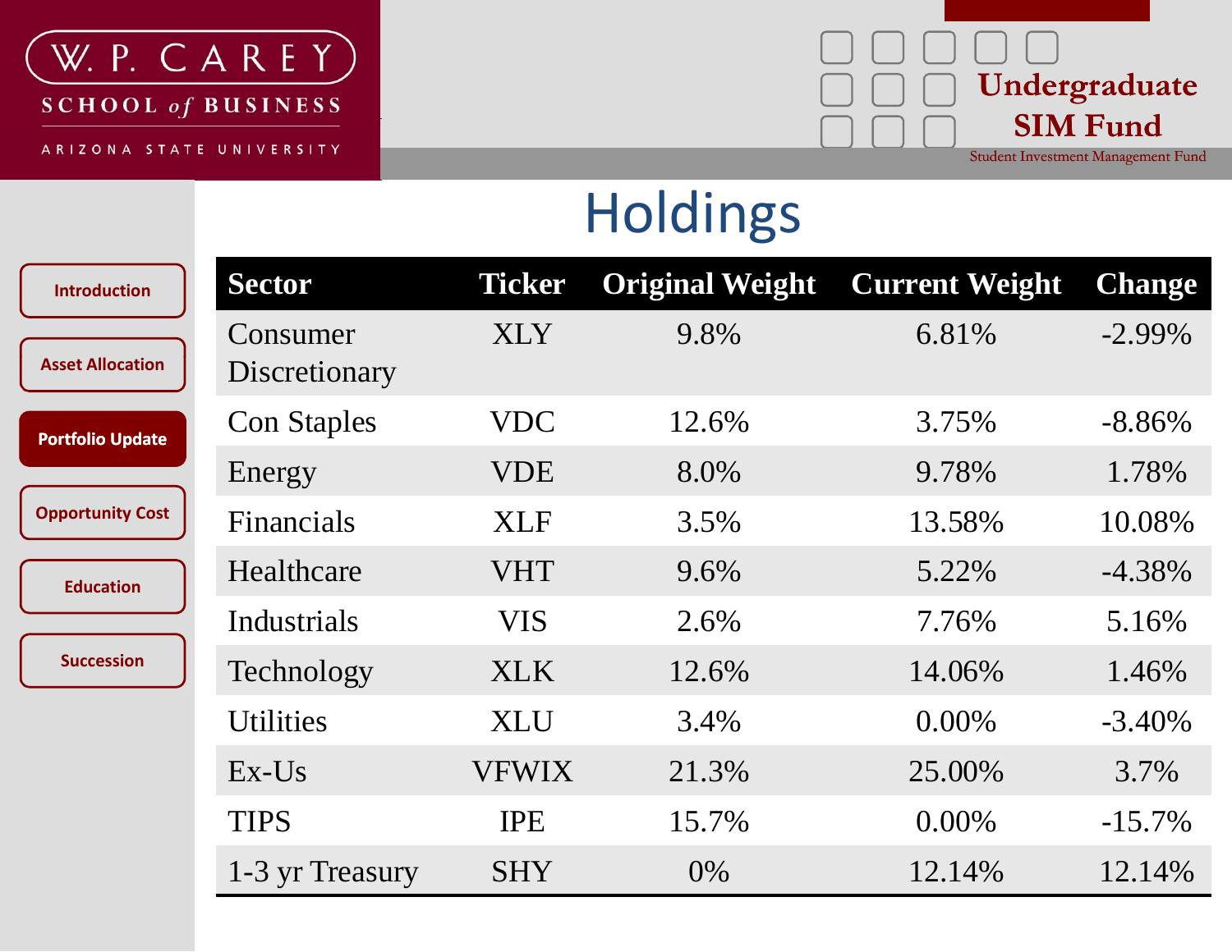# Holdings

| Sector | Ticker | Original Weight | Current Weight | Change |
|---|---|---|---|---|
| Consumer Discretionary | XLY | 9.8% | 6.81% | -2.99% |
| Con Staples | VDC | 12.6% | 3.75% | -8.86% |
| Energy | VDE | 8.0% | 9.78% | 1.78% |
| Financials | XLF | 3.5% | 13.58% | 10.08% |
| Healthcare | VHT | 9.6% | 5.22% | -4.38% |
| Industrials | VIS | 2.6% | 7.76% | 5.16% |
| Technology | XLK | 12.6% | 14.06% | 1.46% |
| Utilities | XLU | 3.4% | 0.00% | -3.40% |
| Ex-Us | VFWIX | 21.3% | 25.00% | 3.7% |
| TIPS | IPE | 15.7% | 0.00% | -15.7% |
| 1-3 yr Treasury | SHY | 0% | 12.14% | 12.14% |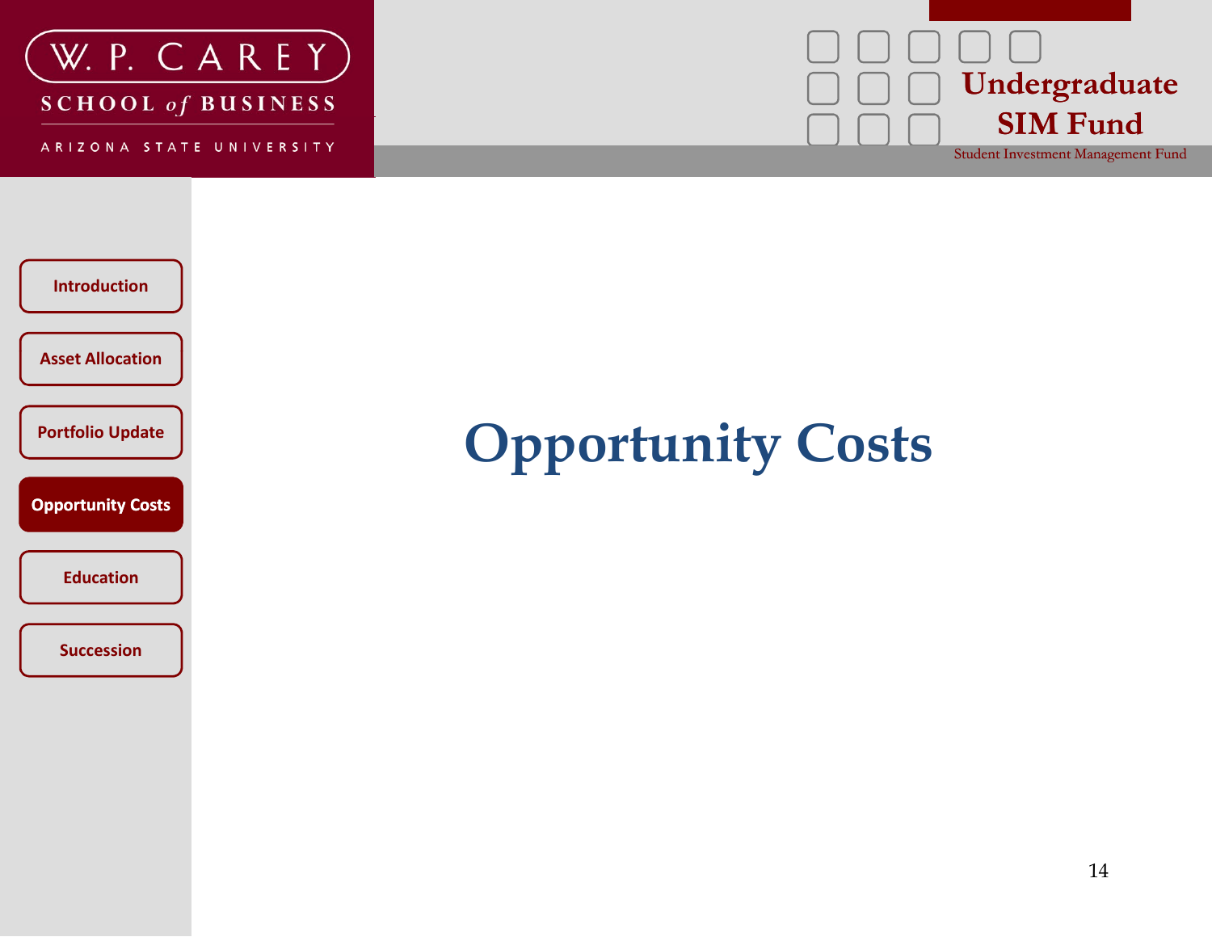# Opportunity Costs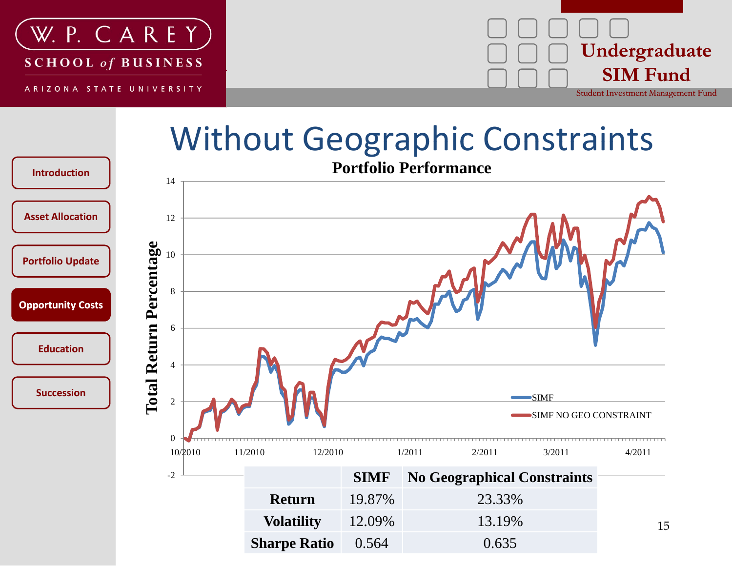# Without Geographic Constraints

**Portfolio Performance**

|  | SIMF | No Geographical Constraints |
| --- | --- | --- |
| **Return** | 19.87% | 23.33% |
| **Volatility** | 12.09% | 13.19% |
| **Sharpe Ratio** | 0.564 | 0.635 |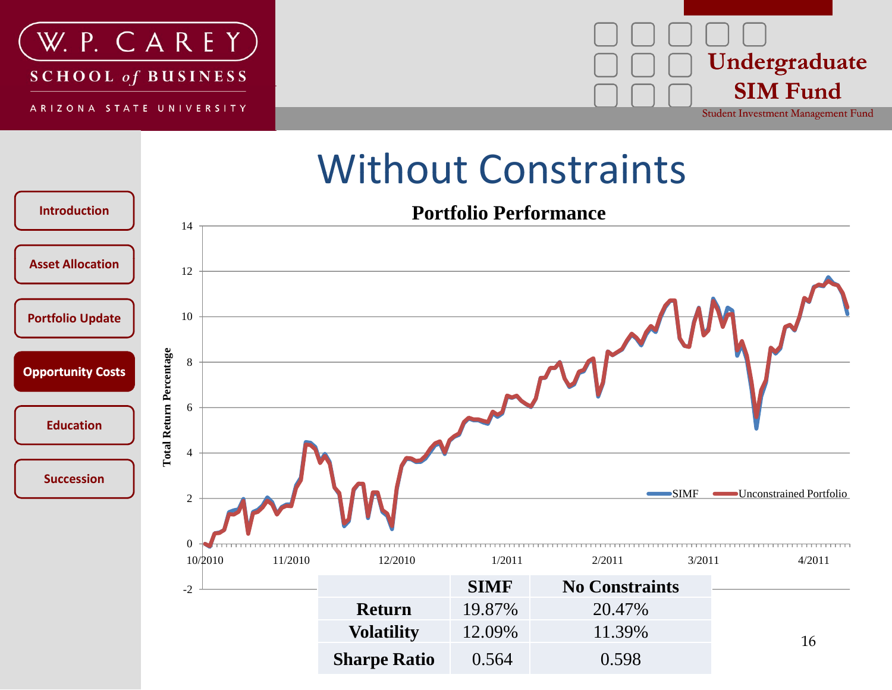# Without Constraints

**Portfolio Performance**

| | SIMF | No Constraints |
|---|---|---|
| **Return** | 19.87% | 20.47% |
| **Volatility** | 12.09% | 11.39% |
| **Sharpe Ratio** | 0.564 | 0.598 |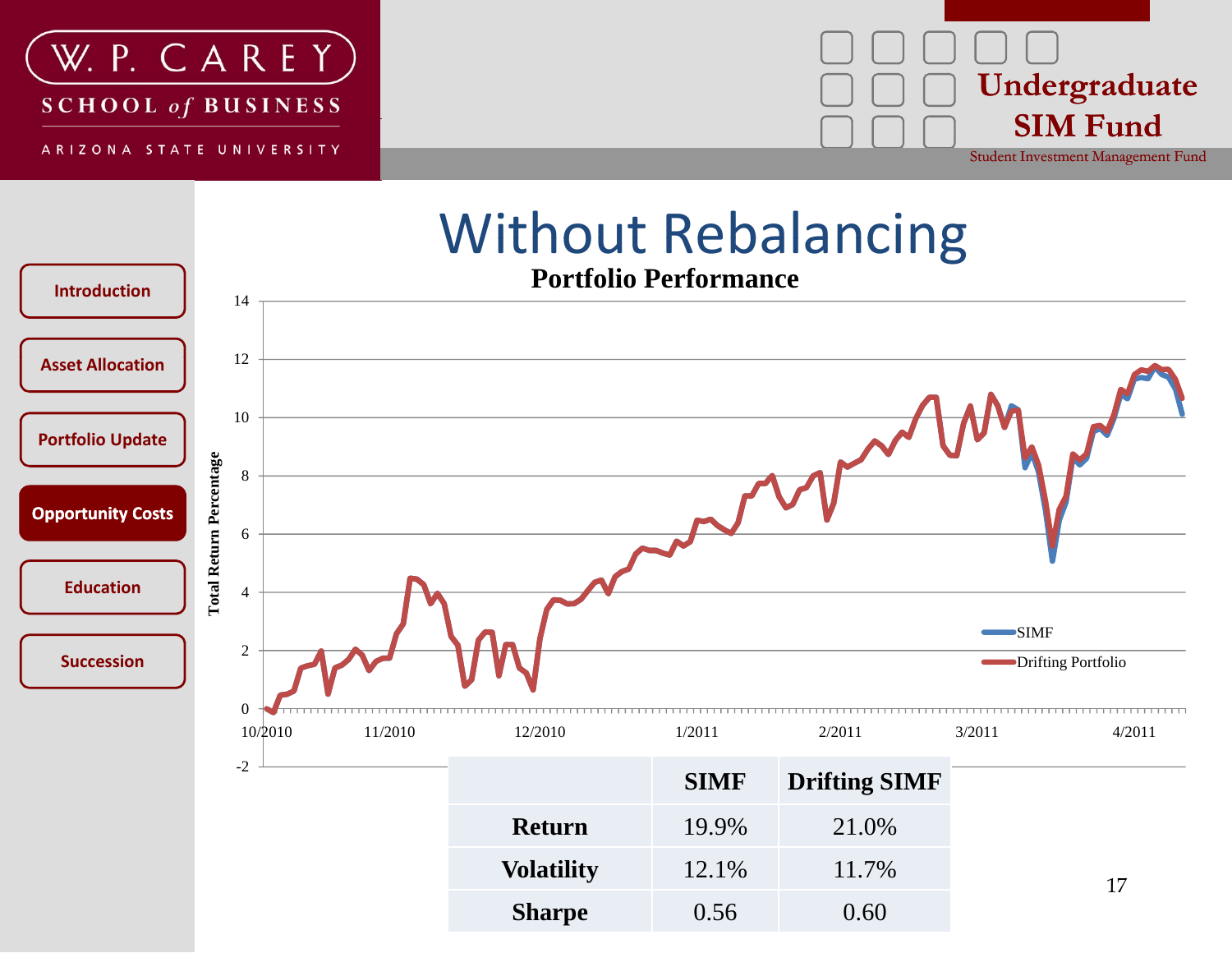# Without Rebalancing

**Portfolio Performance**

| | SIMF | Drifting SIMF |
|---|---|---|
| **Return** | 19.9% | 21.0% |
| **Volatility** | 12.1% | 11.7% |
| **Sharpe** | 0.56 | 0.60 |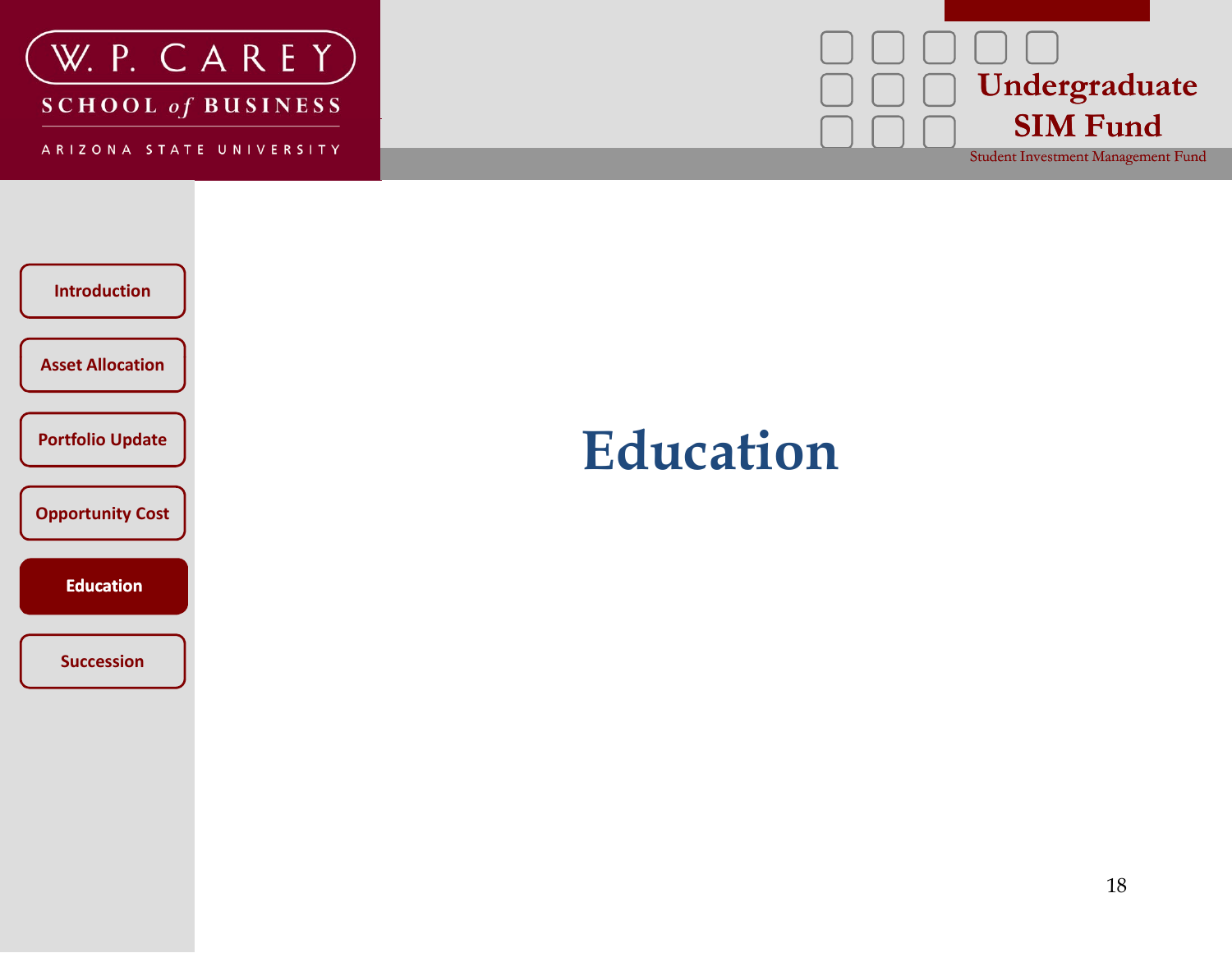# Education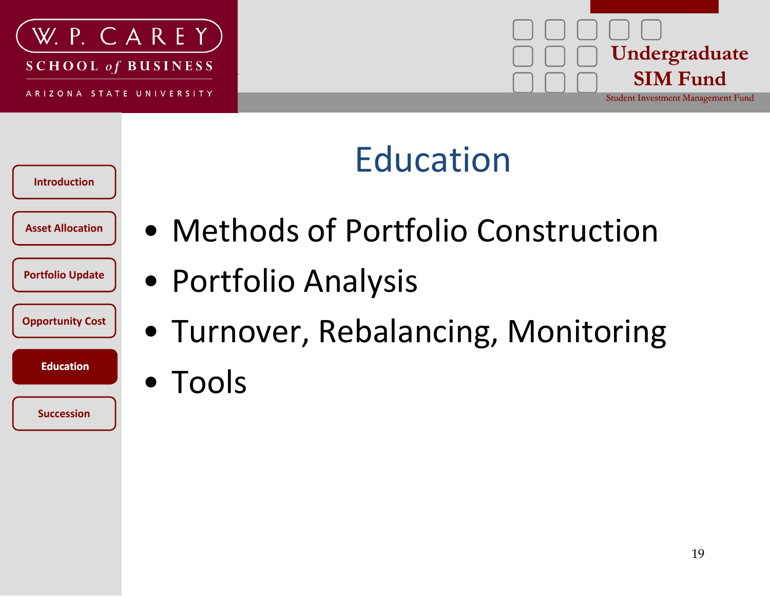# Education

- Methods of Portfolio Construction
- Portfolio Analysis
- Turnover, Rebalancing, Monitoring
- Tools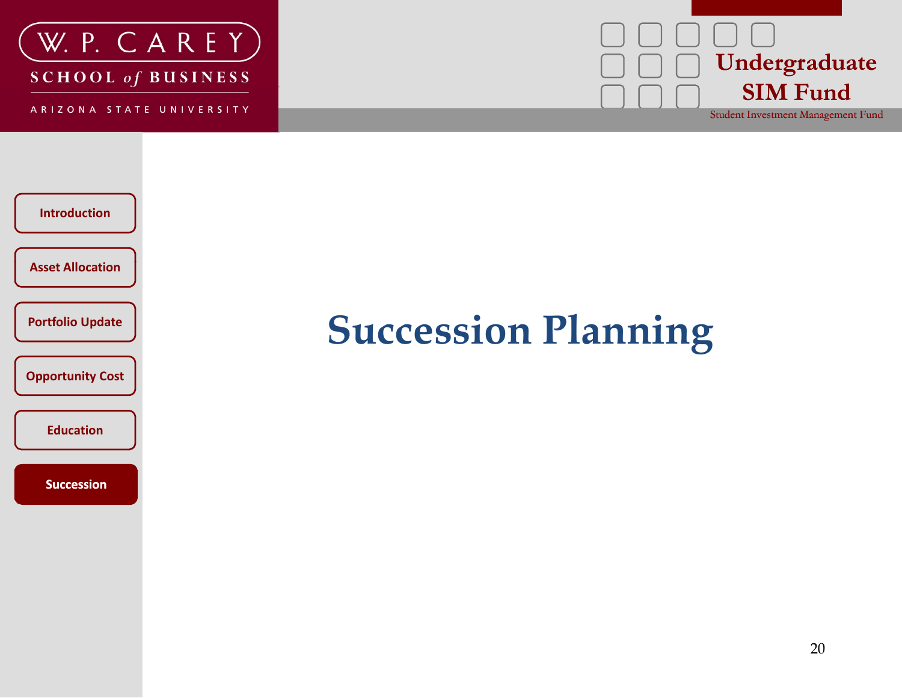# Succession Planning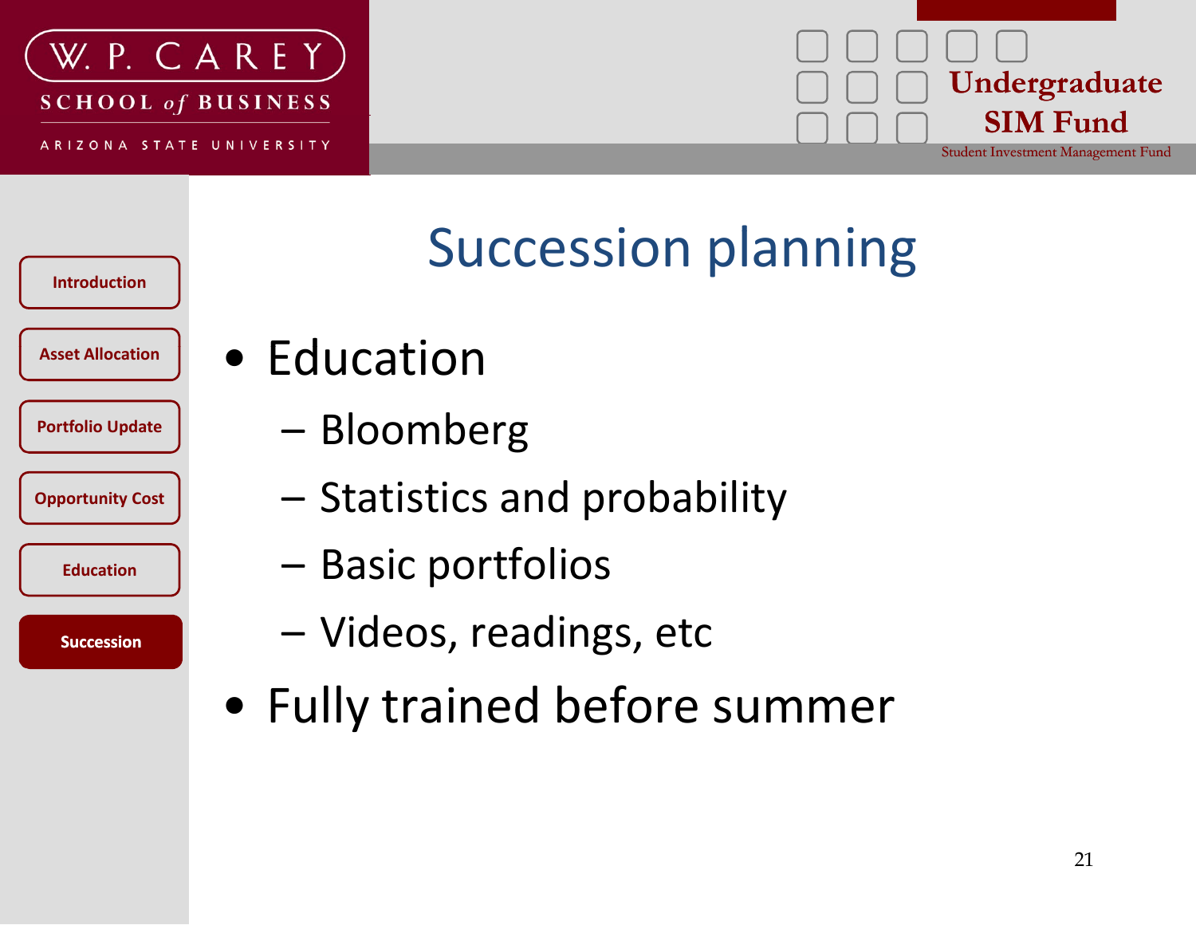# Succession planning

- Education
  - Bloomberg
  - Statistics and probability
  - Basic portfolios
  - Videos, readings, etc
- Fully trained before summer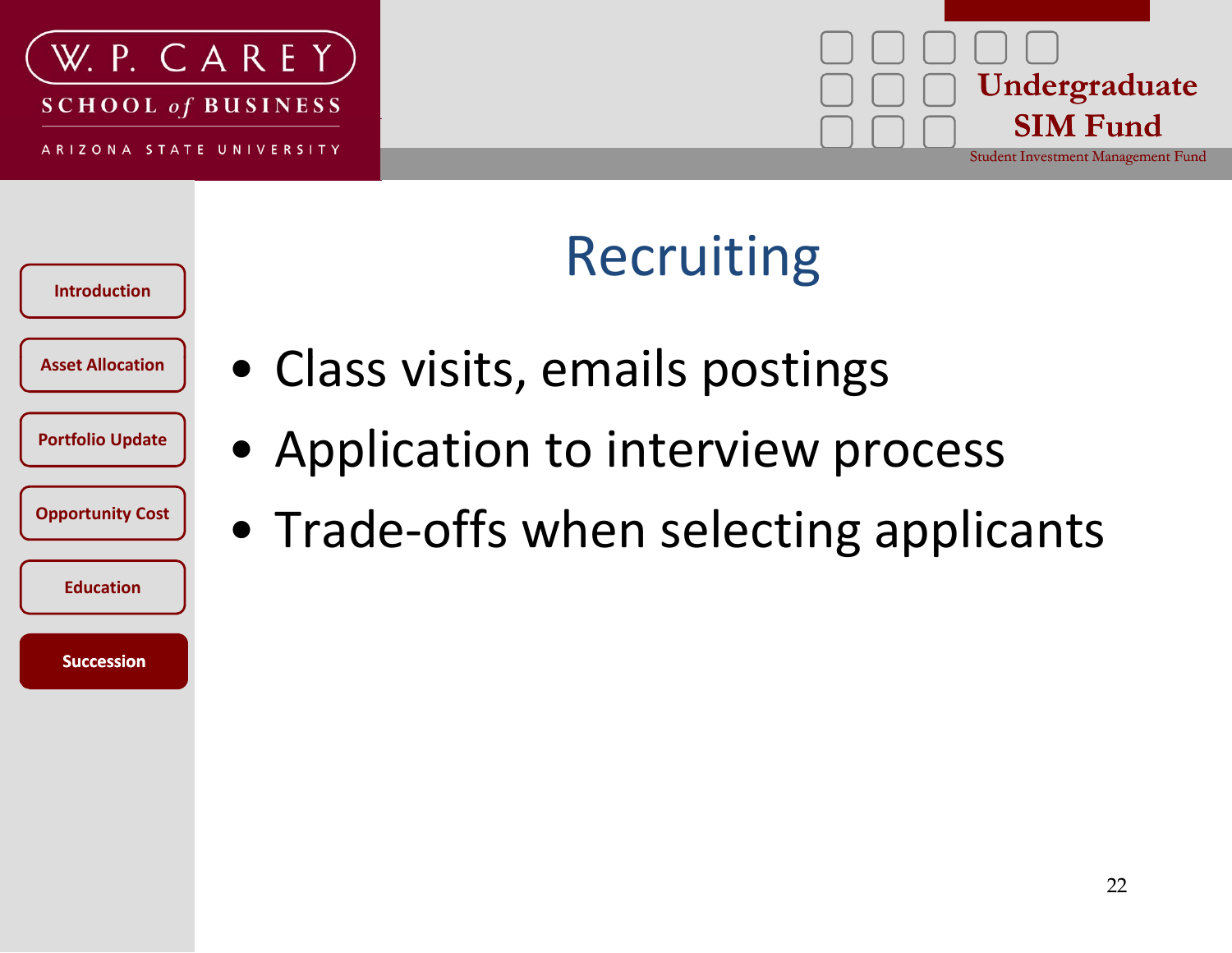# Recruiting

- Class visits, emails postings
- Application to interview process
- Trade-offs when selecting applicants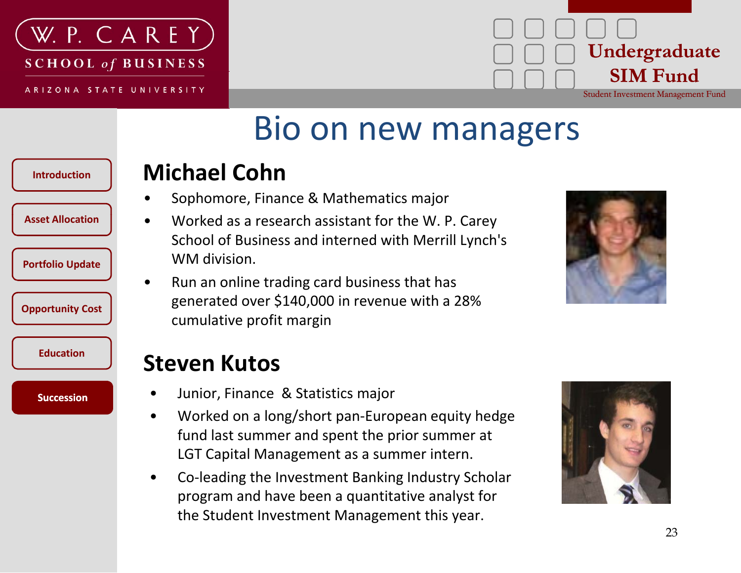# Bio on new managers

## Michael Cohn

- Sophomore, Finance & Mathematics major
- Worked as a research assistant for the W. P. Carey School of Business and interned with Merrill Lynch's WM division.
- Run an online trading card business that has generated over $140,000 in revenue with a 28% cumulative profit margin

## Steven Kutos

- Junior, Finance & Statistics major
- Worked on a long/short pan-European equity hedge fund last summer and spent the prior summer at LGT Capital Management as a summer intern.
- Co-leading the Investment Banking Industry Scholar program and have been a quantitative analyst for the Student Investment Management this year.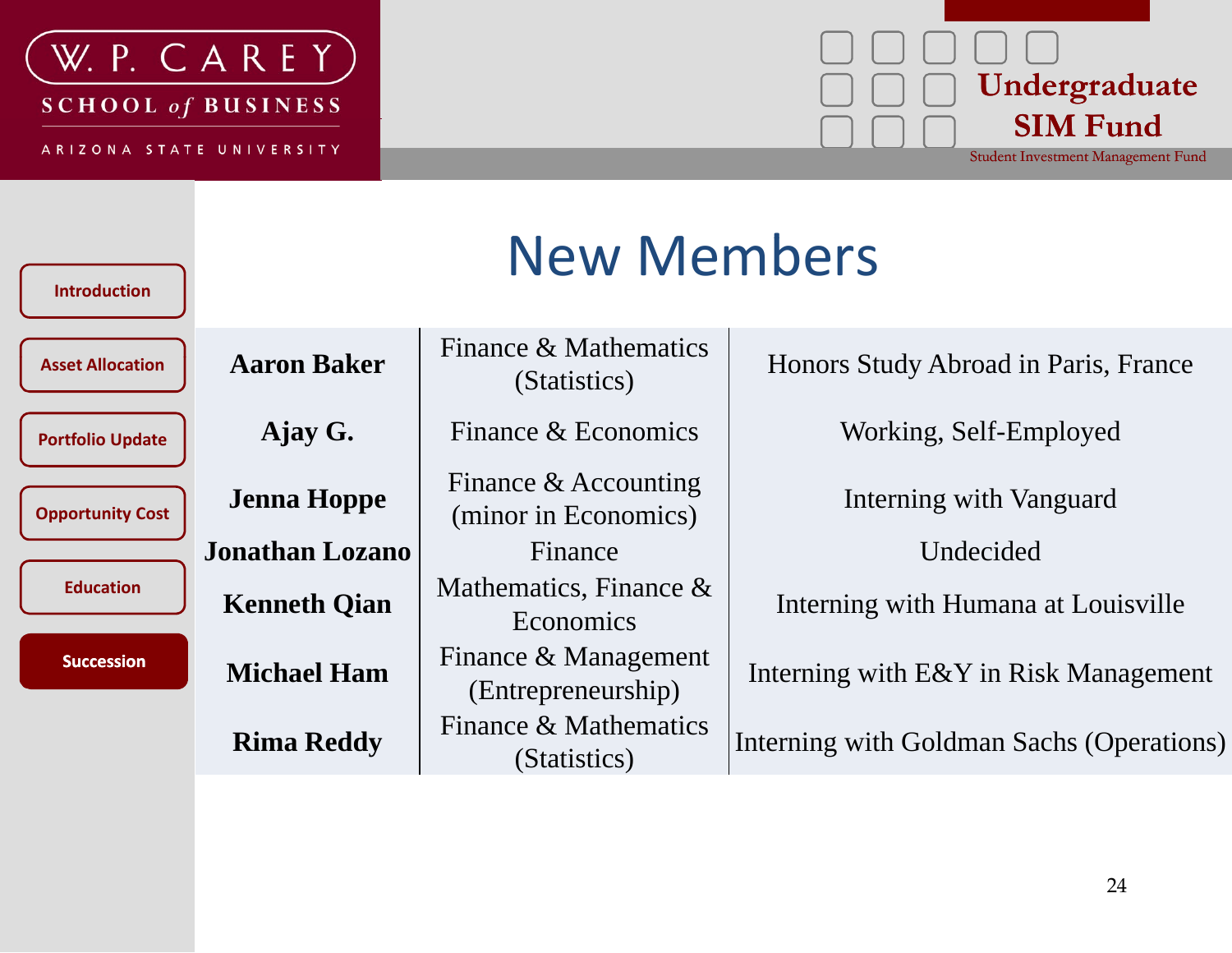W. P. CAREY SCHOOL of BUSINESS
ARIZONA STATE UNIVERSITY

Undergraduate SIM Fund
Student Investment Management Fund

- Introduction
- Asset Allocation
- Portfolio Update
- Opportunity Cost
- Education
- Succession

# New Members

| | | |
|---|---|---|
| **Aaron Baker** | Finance & Mathematics (Statistics) | Honors Study Abroad in Paris, France |
| **Ajay G.** | Finance & Economics | Working, Self-Employed |
| **Jenna Hoppe** | Finance & Accounting (minor in Economics) | Interning with Vanguard |
| **Jonathan Lozano** | Finance | Undecided |
| **Kenneth Qian** | Mathematics, Finance & Economics | Interning with Humana at Louisville |
| **Michael Ham** | Finance & Management (Entrepreneurship) | Interning with E&Y in Risk Management |
| **Rima Reddy** | Finance & Mathematics (Statistics) | Interning with Goldman Sachs (Operations) |